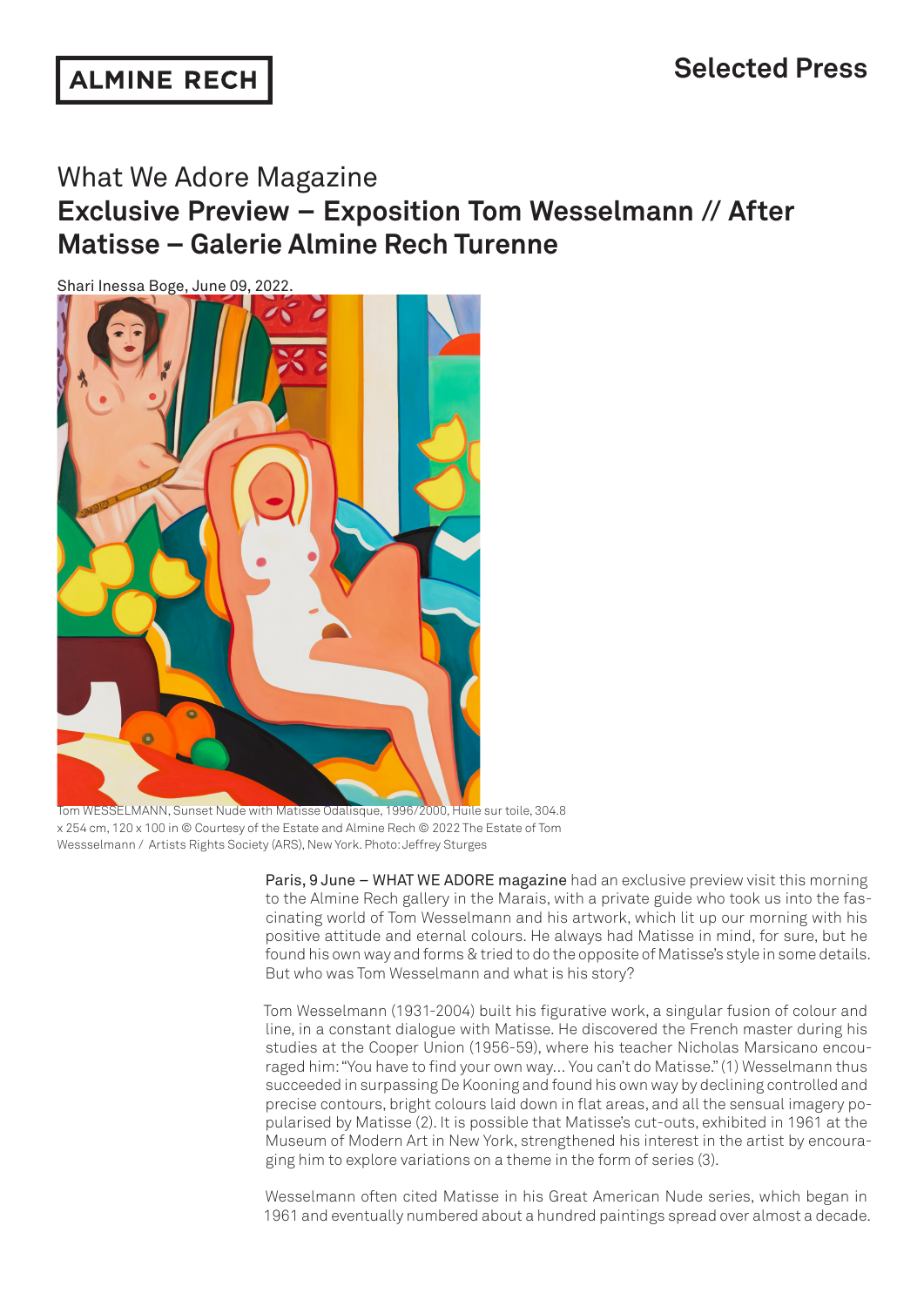# ALMINE RECH

## Selected Press

What We Adore Magazine

## Exclusive Preview – Exposition Tom Wesselmann // After Matisse – Galerie Almine Rech Turenne

Shari Inessa Boge, June 09, 2022.

Tom WESSELMANN, Sunset Nude with Matisse Odalisque, 1996/2000, Huile sur toile, 304.8 x 254 cm, 120 x 100 in © Courtesy of the Estate and Almine Rech © 2022 The Estate of Tom Wessselmann / Artists Rights Society (ARS), New York. Photo: Jeffrey Sturges

Paris, 9 June – WHAT WE ADORE magazine had an exclusive preview visit this morning to the Almine Rech gallery in the Marais, with a private guide who took us into the fascinating world of Tom Wesselmann and his artwork, which lit up our morning with his positive attitude and eternal colours. He always had Matisse in mind, for sure, but he found his own way and forms & tried to do the opposite of Matisse's style in some details. But who was Tom Wesselmann and what is his story?

Tom Wesselmann (1931-2004) built his figurative work, a singular fusion of colour and line, in a constant dialogue with Matisse. He discovered the French master during his studies at the Cooper Union (1956-59), where his teacher Nicholas Marsicano encouraged him: "You have to find your own way... You can't do Matisse." (1) Wesselmann thus succeeded in surpassing De Kooning and found his own way by declining controlled and precise contours, bright colours laid down in flat areas, and all the sensual imagery popularised by Matisse (2). It is possible that Matisse's cut-outs, exhibited in 1961 at the Museum of Modern Art in New York, strengthened his interest in the artist by encouraging him to explore variations on a theme in the form of series (3).

Wesselmann often cited Matisse in his Great American Nude series, which began in 1961 and eventually numbered about a hundred paintings spread over almost a decade.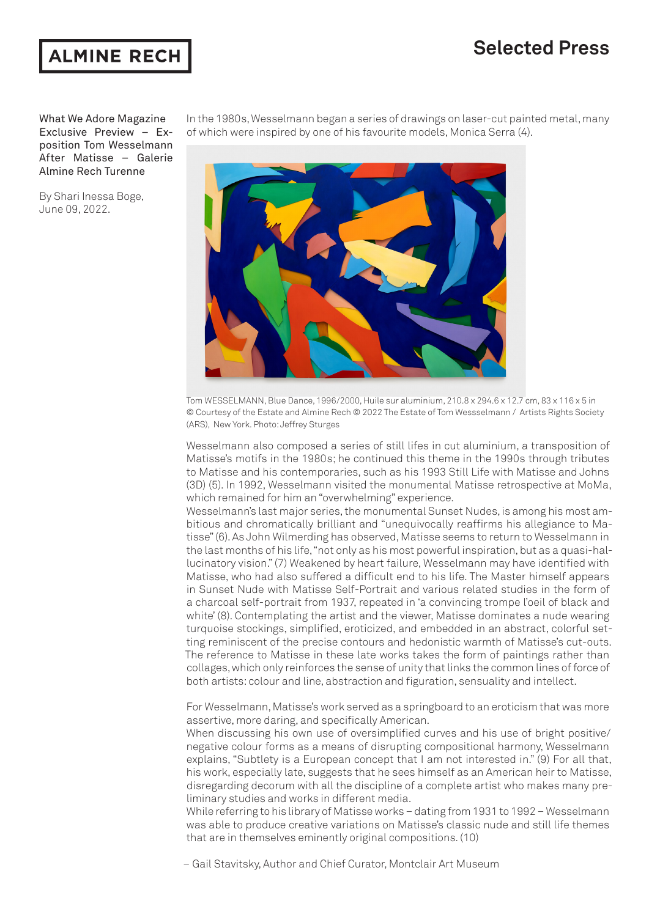What We Adore Magazine Exclusive Preview – Exposition Tom Wesselmann After Matisse – Galerie Almine Rech Turenne

By Shari Inessa Boge, June 09, 2022.

In the 1980s, Wesselmann began a series of drawings on laser-cut painted metal, many of which were inspired by one of his favourite models, Monica Serra (4).

Tom WESSELMANN, Blue Dance, 1996/2000, Huile sur aluminium, 210.8 x 294.6 x 12.7 cm, 83 x 116 x 5 in © Courtesy of the Estate and Almine Rech © 2022 The Estate of Tom Wessselmann / Artists Rights Society (ARS), New York. Photo: Jeffrey Sturges

Wesselmann also composed a series of still lifes in cut aluminium, a transposition of Matisse's motifs in the 1980s; he continued this theme in the 1990s through tributes to Matisse and his contemporaries, such as his 1993 Still Life with Matisse and Johns (3D) (5). In 1992, Wesselmann visited the monumental Matisse retrospective at MoMa, which remained for him an "overwhelming" experience.

Wesselmann's last major series, the monumental Sunset Nudes, is among his most ambitious and chromatically brilliant and "unequivocally reaffirms his allegiance to Matisse" (6). As John Wilmerding has observed, Matisse seems to return to Wesselmann in the last months of his life, "not only as his most powerful inspiration, but as a quasi-hallucinatory vision." (7) Weakened by heart failure, Wesselmann may have identified with Matisse, who had also suffered a difficult end to his life. The Master himself appears in Sunset Nude with Matisse Self-Portrait and various related studies in the form of a charcoal self-portrait from 1937, repeated in 'a convincing trompe l'oeil of black and white' (8). Contemplating the artist and the viewer, Matisse dominates a nude wearing turquoise stockings, simplified, eroticized, and embedded in an abstract, colorful setting reminiscent of the precise contours and hedonistic warmth of Matisse's cut-outs. The reference to Matisse in these late works takes the form of paintings rather than collages, which only reinforces the sense of unity that links the common lines of force of both artists: colour and line, abstraction and figuration, sensuality and intellect.

For Wesselmann, Matisse's work served as a springboard to an eroticism that was more assertive, more daring, and specifically American.

When discussing his own use of oversimplified curves and his use of bright positive/negative colour forms as a means of disrupting compositional harmony, Wesselmann explains, "Subtlety is a European concept that I am not interested in." (9) For all that, his work, especially late, suggests that he sees himself as an American heir to Matisse, disregarding decorum with all the discipline of a complete artist who makes many preliminary studies and works in different media.

While referring to his library of Matisse works – dating from 1931 to 1992 – Wesselmann was able to produce creative variations on Matisse's classic nude and still life themes that are in themselves eminently original compositions. (10)

– Gail Stavitsky, Author and Chief Curator, Montclair Art Museum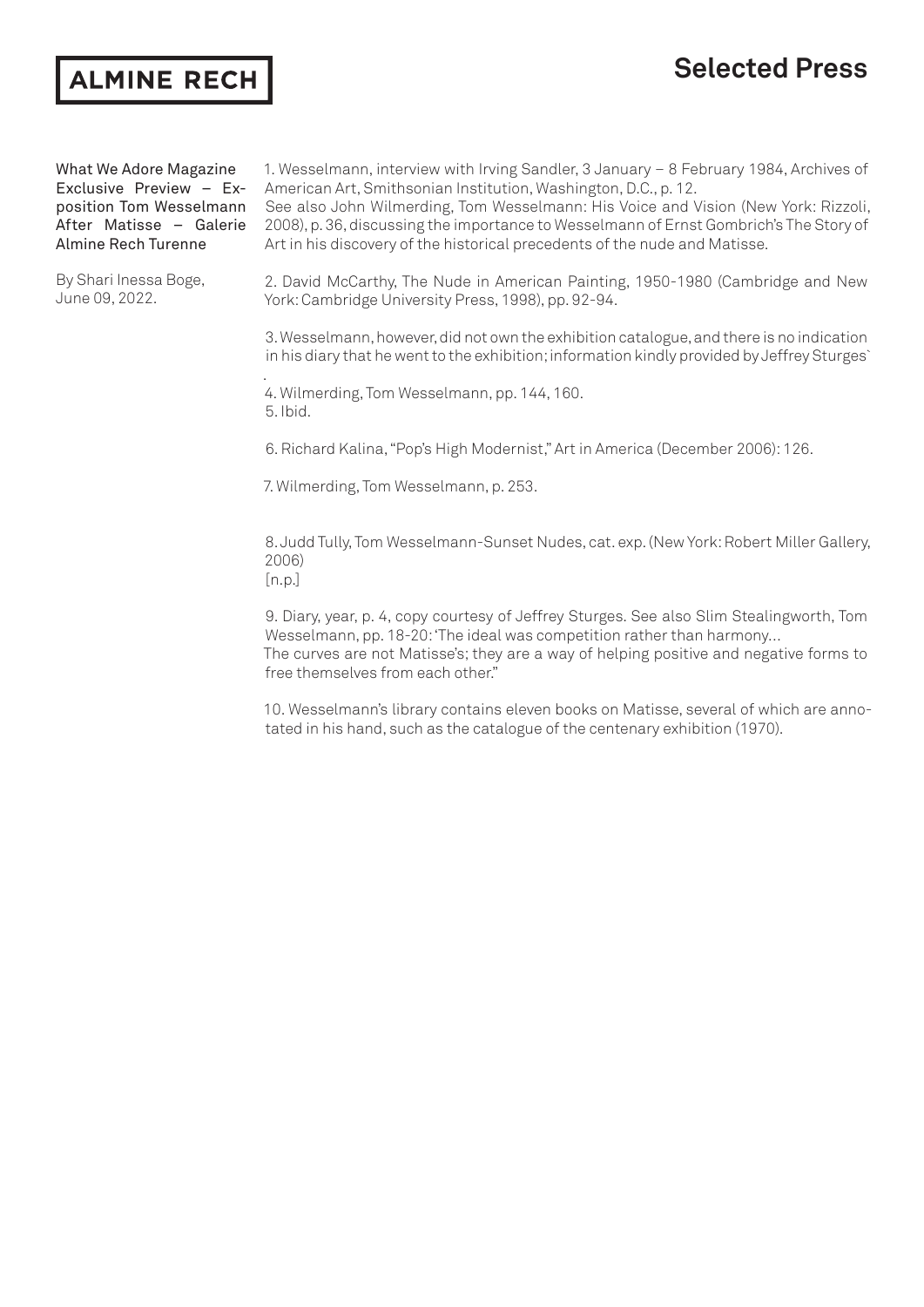What We Adore Magazine Exclusive Preview – Exposition Tom Wesselmann After Matisse – Galerie Almine Rech Turenne

By Shari Inessa Boge, June 09, 2022.

1. Wesselmann, interview with Irving Sandler, 3 January – 8 February 1984, Archives of American Art, Smithsonian Institution, Washington, D.C., p. 12.
See also John Wilmerding, Tom Wesselmann: His Voice and Vision (New York: Rizzoli, 2008), p. 36, discussing the importance to Wesselmann of Ernst Gombrich's The Story of Art in his discovery of the historical precedents of the nude and Matisse.

2. David McCarthy, The Nude in American Painting, 1950-1980 (Cambridge and New York: Cambridge University Press, 1998), pp. 92-94.

3. Wesselmann, however, did not own the exhibition catalogue, and there is no indication in his diary that he went to the exhibition; information kindly provided by Jeffrey Sturges`
.

4. Wilmerding, Tom Wesselmann, pp. 144, 160.
5. Ibid.

6. Richard Kalina, "Pop's High Modernist," Art in America (December 2006): 126.

7. Wilmerding, Tom Wesselmann, p. 253.

8. Judd Tully, Tom Wesselmann-Sunset Nudes, cat. exp. (New York: Robert Miller Gallery, 2006)
[n.p.]

9. Diary, year, p. 4, copy courtesy of Jeffrey Sturges. See also Slim Stealingworth, Tom Wesselmann, pp. 18-20: 'The ideal was competition rather than harmony...
The curves are not Matisse's; they are a way of helping positive and negative forms to free themselves from each other."

10. Wesselmann's library contains eleven books on Matisse, several of which are annotated in his hand, such as the catalogue of the centenary exhibition (1970).